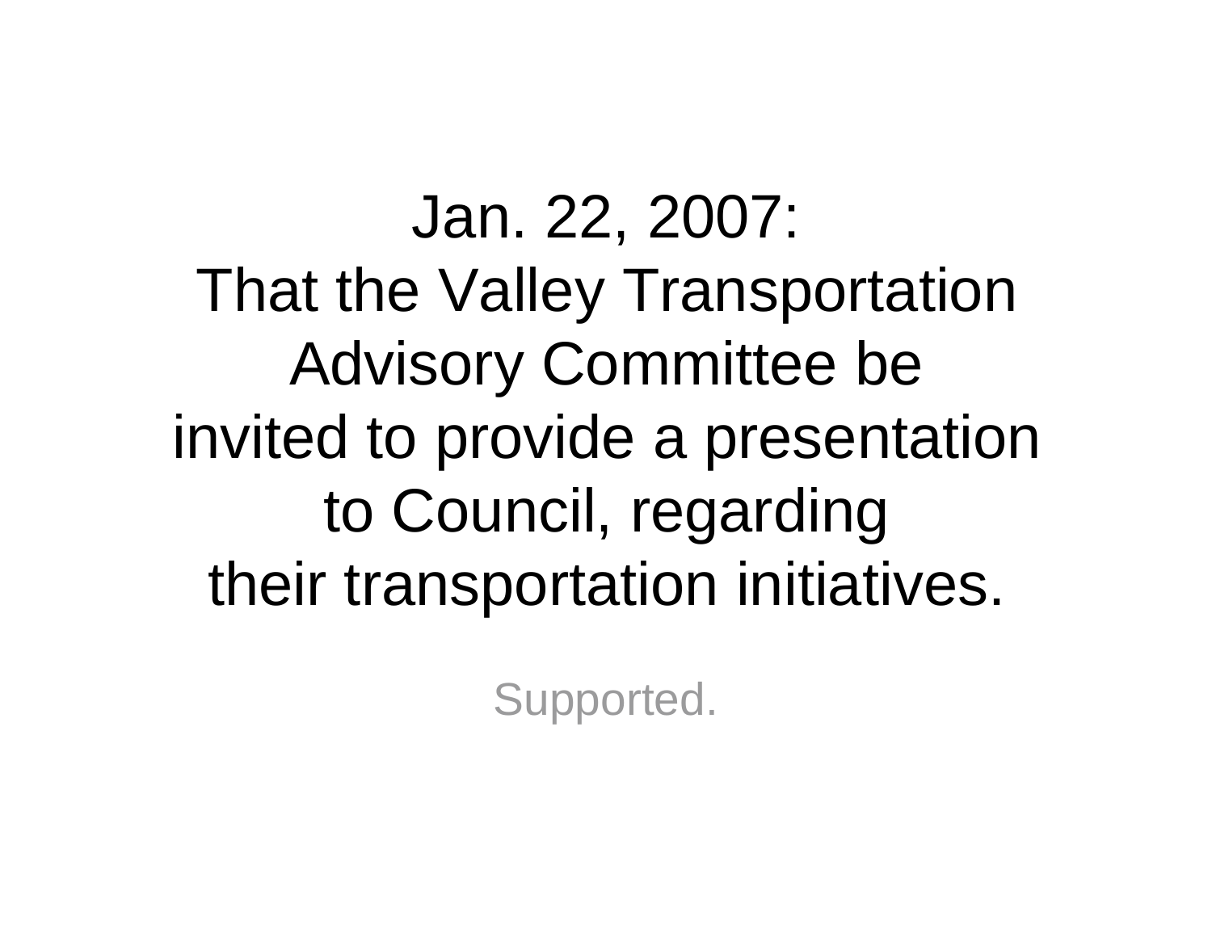Jan. 22, 2007:
That the Valley Transportation Advisory Committee be invited to provide a presentation to Council, regarding their transportation initiatives.

Supported.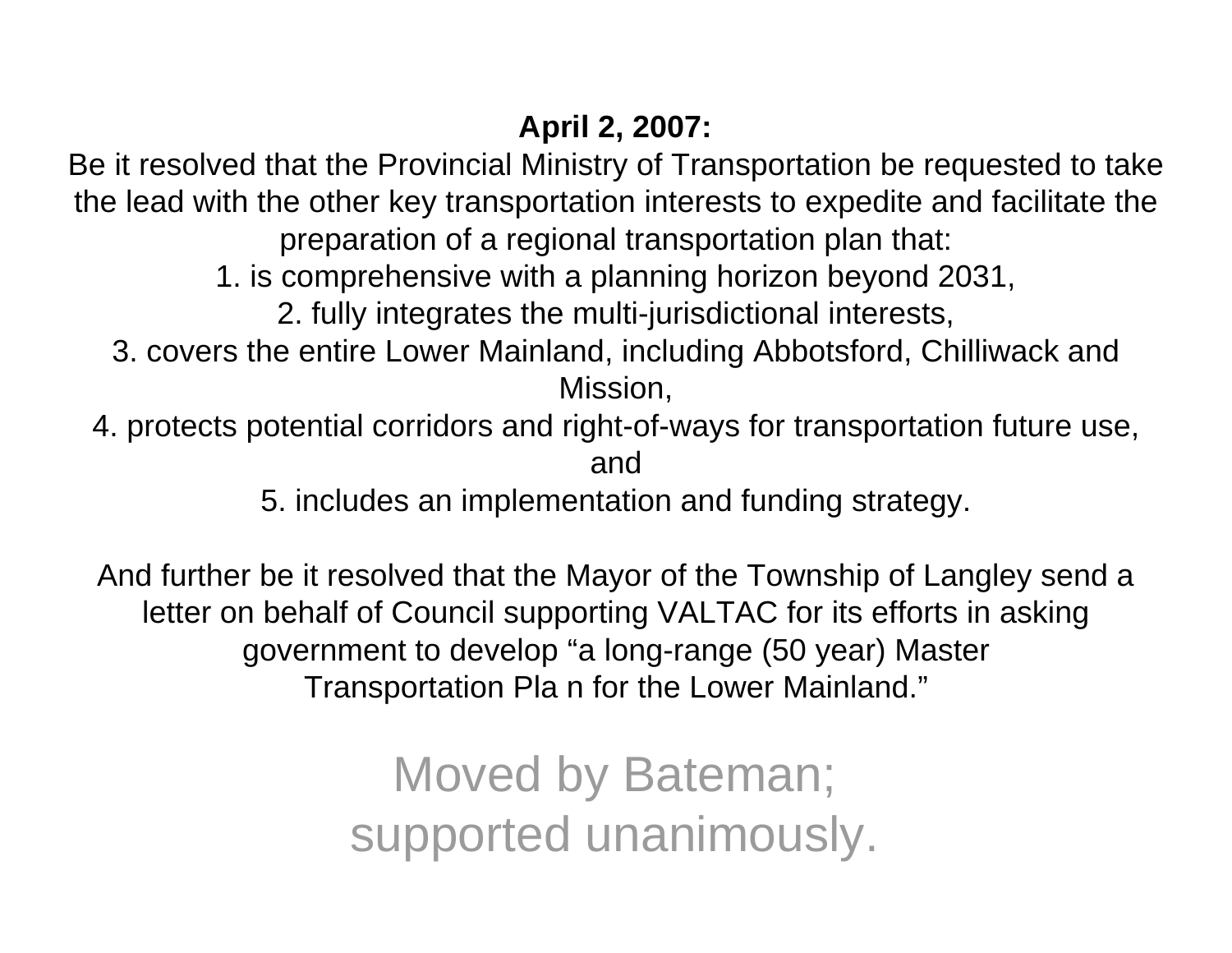**April 2, 2007:**

Be it resolved that the Provincial Ministry of Transportation be requested to take the lead with the other key transportation interests to expedite and facilitate the preparation of a regional transportation plan that:

1. is comprehensive with a planning horizon beyond 2031,
2. fully integrates the multi-jurisdictional interests,
3. covers the entire Lower Mainland, including Abbotsford, Chilliwack and Mission,
4. protects potential corridors and right-of-ways for transportation future use, and
5. includes an implementation and funding strategy.

And further be it resolved that the Mayor of the Township of Langley send a letter on behalf of Council supporting VALTAC for its efforts in asking government to develop “a long-range (50 year) Master Transportation Pla n for the Lower Mainland.”

Moved by Bateman;
supported unanimously.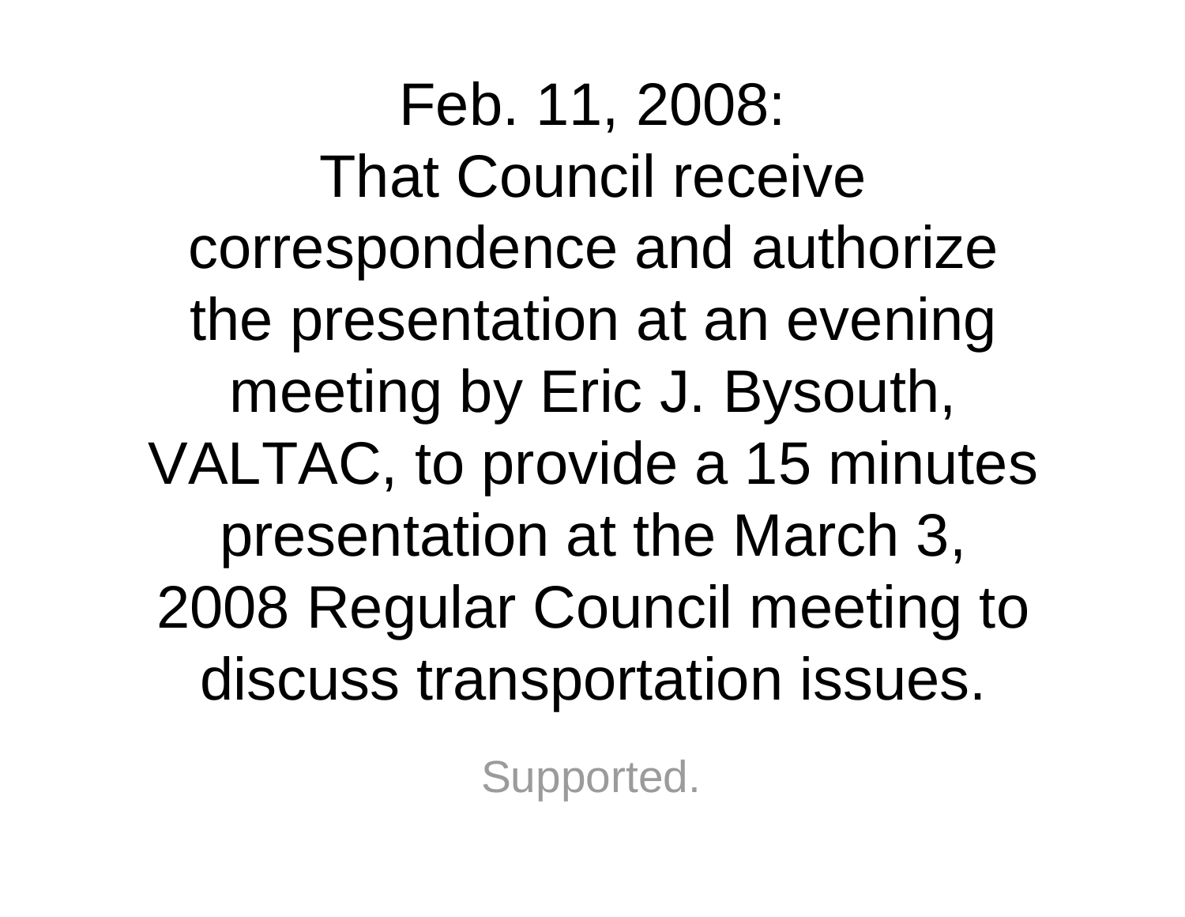# Feb. 11, 2008:

That Council receive correspondence and authorize the presentation at an evening meeting by Eric J. Bysouth, VALTAC, to provide a 15 minutes presentation at the March 3, 2008 Regular Council meeting to discuss transportation issues.

Supported.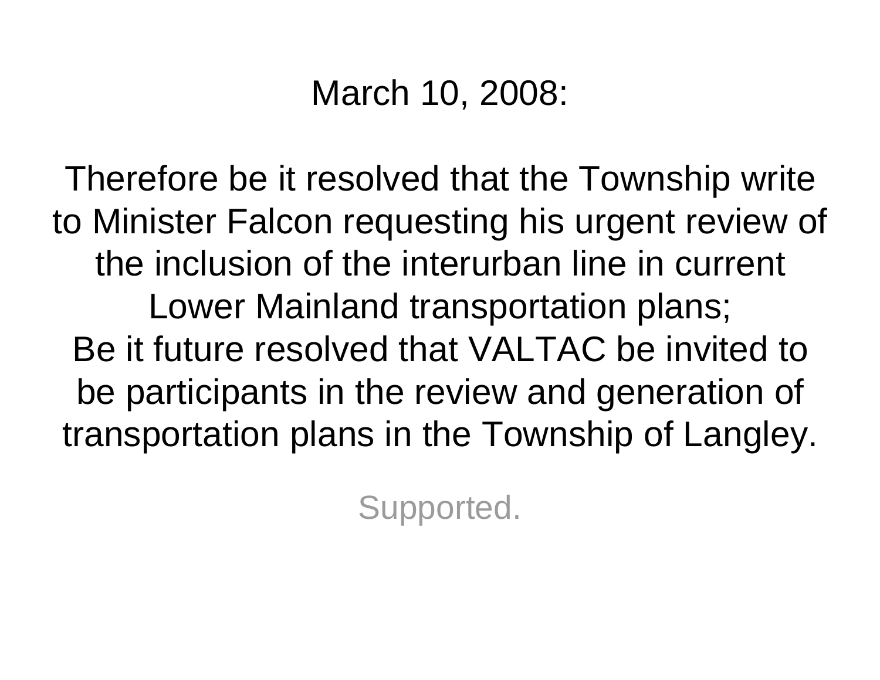March 10, 2008:

Therefore be it resolved that the Township write to Minister Falcon requesting his urgent review of the inclusion of the interurban line in current Lower Mainland transportation plans;
Be it future resolved that VALTAC be invited to be participants in the review and generation of transportation plans in the Township of Langley.

Supported.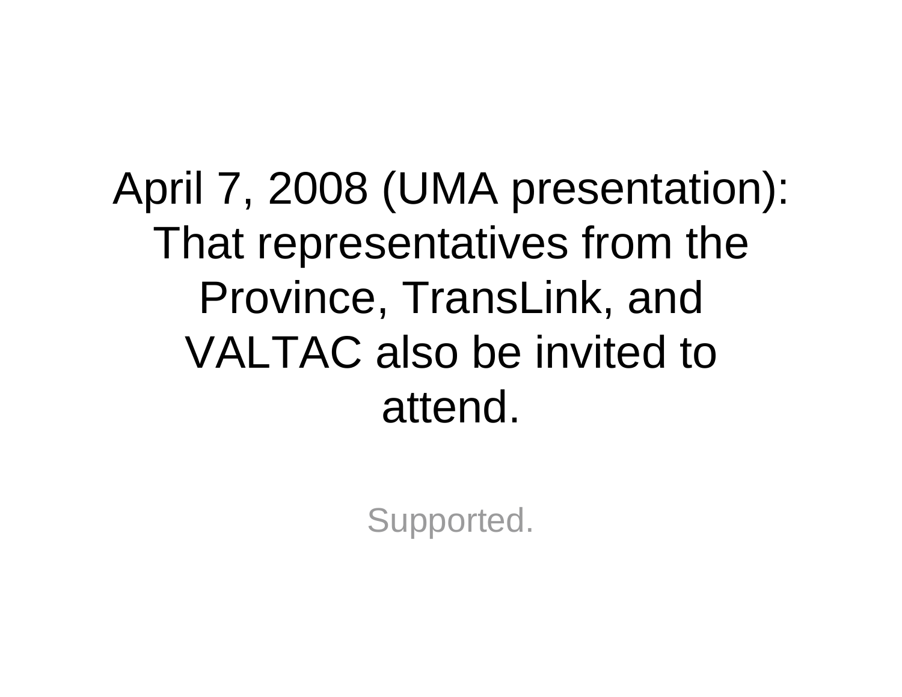# April 7, 2008 (UMA presentation): That representatives from the Province, TransLink, and VALTAC also be invited to attend.

Supported.